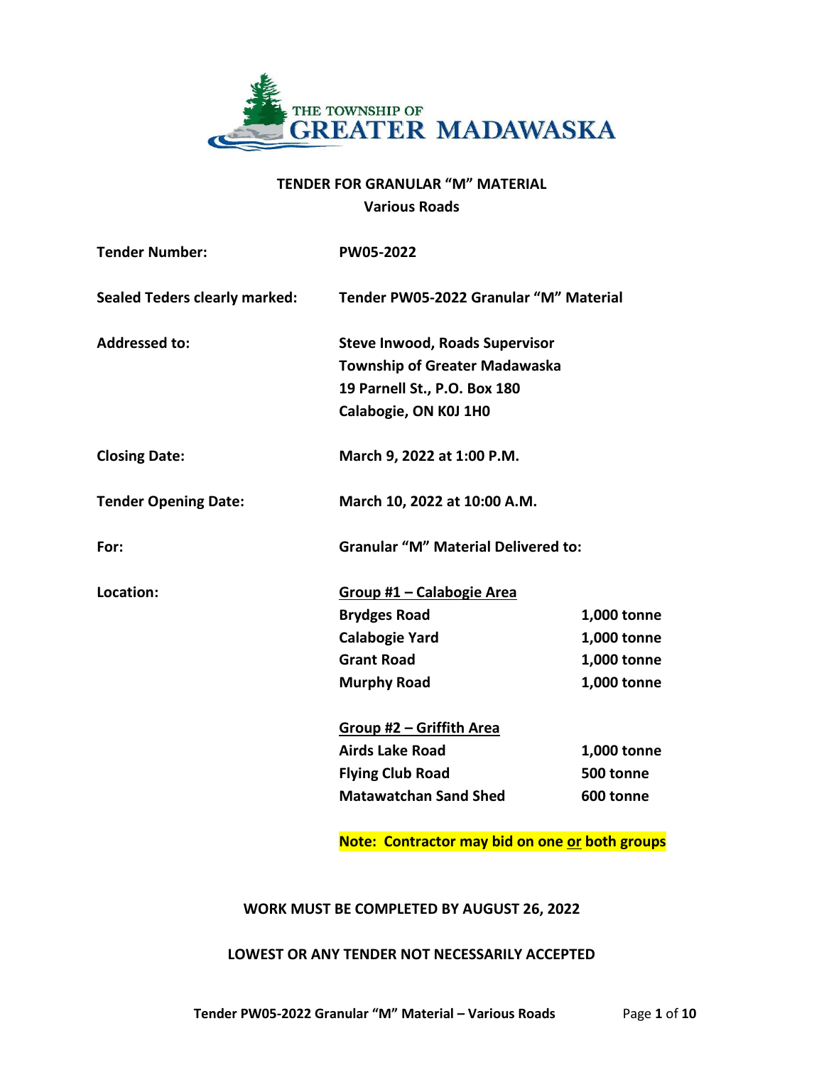THE TOWNSHIP OF GREATER MADAWASKA

# TENDER FOR GRANULAR "M" MATERIAL
## Various Roads

**Tender Number:** PW05-2022

**Sealed Teders clearly marked:** Tender PW05-2022 Granular "M" Material

**Addressed to:** Steve Inwood, Roads Supervisor
Township of Greater Madawaska
19 Parnell St., P.O. Box 180
Calabogie, ON K0J 1H0

**Closing Date:** March 9, 2022 at 1:00 P.M.

**Tender Opening Date:** March 10, 2022 at 10:00 A.M.

**For:** Granular "M" Material Delivered to:

**Location:**

**Group #1 – Calabogie Area**

| | |
|---|---|
| Brydges Road | 1,000 tonne |
| Calabogie Yard | 1,000 tonne |
| Grant Road | 1,000 tonne |
| Murphy Road | 1,000 tonne |

**Group #2 – Griffith Area**

| | |
|---|---|
| Airds Lake Road | 1,000 tonne |
| Flying Club Road | 500 tonne |
| Matawatchan Sand Shed | 600 tonne |

**Note: Contractor may bid on one or both groups**

**WORK MUST BE COMPLETED BY AUGUST 26, 2022**

**LOWEST OR ANY TENDER NOT NECESSARILY ACCEPTED**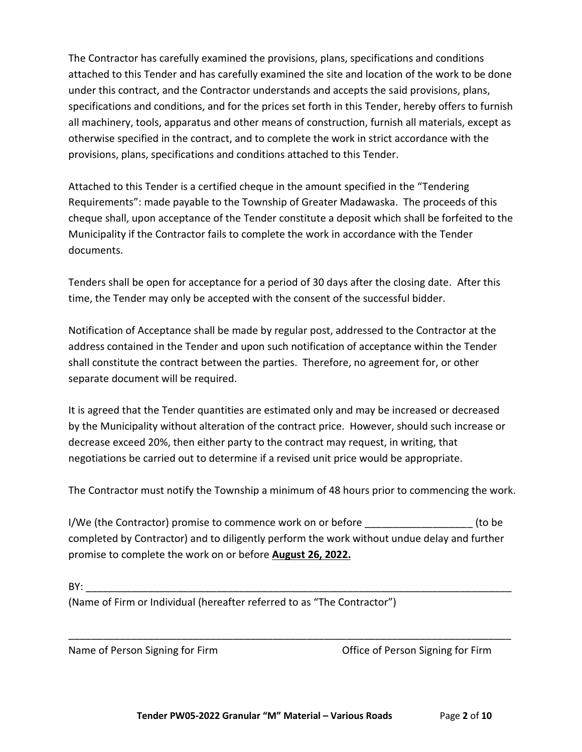The Contractor has carefully examined the provisions, plans, specifications and conditions attached to this Tender and has carefully examined the site and location of the work to be done under this contract, and the Contractor understands and accepts the said provisions, plans, specifications and conditions, and for the prices set forth in this Tender, hereby offers to furnish all machinery, tools, apparatus and other means of construction, furnish all materials, except as otherwise specified in the contract, and to complete the work in strict accordance with the provisions, plans, specifications and conditions attached to this Tender.

Attached to this Tender is a certified cheque in the amount specified in the "Tendering Requirements": made payable to the Township of Greater Madawaska. The proceeds of this cheque shall, upon acceptance of the Tender constitute a deposit which shall be forfeited to the Municipality if the Contractor fails to complete the work in accordance with the Tender documents.

Tenders shall be open for acceptance for a period of 30 days after the closing date. After this time, the Tender may only be accepted with the consent of the successful bidder.

Notification of Acceptance shall be made by regular post, addressed to the Contractor at the address contained in the Tender and upon such notification of acceptance within the Tender shall constitute the contract between the parties. Therefore, no agreement for, or other separate document will be required.

It is agreed that the Tender quantities are estimated only and may be increased or decreased by the Municipality without alteration of the contract price. However, should such increase or decrease exceed 20%, then either party to the contract may request, in writing, that negotiations be carried out to determine if a revised unit price would be appropriate.

The Contractor must notify the Township a minimum of 48 hours prior to commencing the work.

I/We (the Contractor) promise to commence work on or before ___________________ (to be completed by Contractor) and to diligently perform the work without undue delay and further promise to complete the work on or before **August 26, 2022.**

BY: ______________________________________________________________________________

(Name of Firm or Individual (hereafter referred to as "The Contractor")

_________________________________________________________________________________

Name of Person Signing for Firm                                        Office of Person Signing for Firm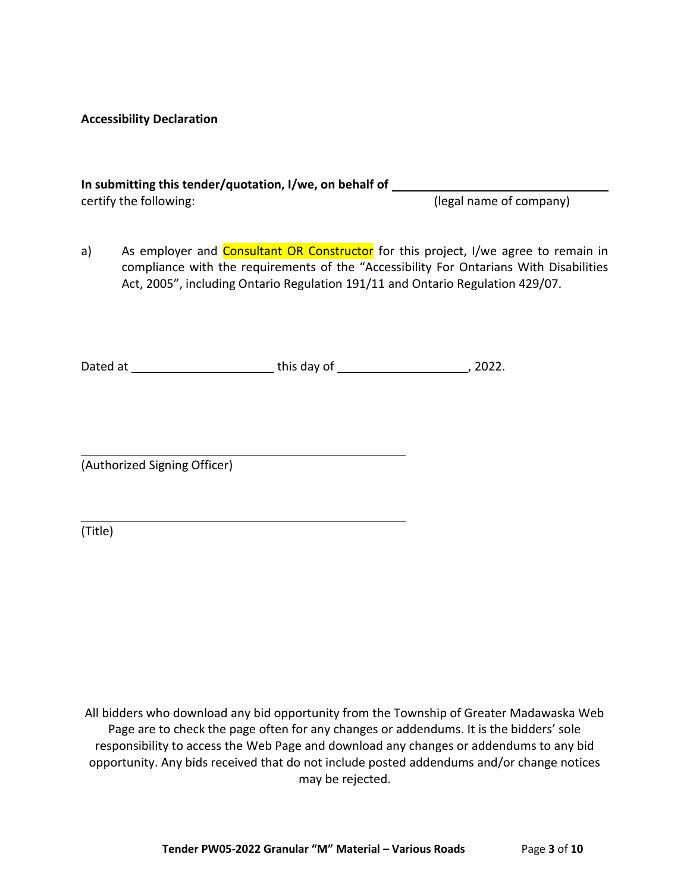**Accessibility Declaration**

**In submitting this tender/quotation, I/we, on behalf of** \_\_\_\_\_\_\_\_\_\_\_\_\_\_\_\_\_\_\_\_\_\_\_\_\_\_\_\_\_\_\_\_
certify the following: (legal name of company)

a) As employer and Consultant OR Constructor for this project, I/we agree to remain in compliance with the requirements of the "Accessibility For Ontarians With Disabilities Act, 2005", including Ontario Regulation 191/11 and Ontario Regulation 429/07.

Dated at \_\_\_\_\_\_\_\_\_\_\_\_\_\_\_\_\_\_\_\_\_\_ this day of \_\_\_\_\_\_\_\_\_\_\_\_\_\_\_\_\_\_\_\_, 2022.

\_\_\_\_\_\_\_\_\_\_\_\_\_\_\_\_\_\_\_\_\_\_\_\_\_\_\_\_\_\_\_\_\_\_\_\_\_\_\_\_\_\_\_\_\_\_\_\_
(Authorized Signing Officer)

\_\_\_\_\_\_\_\_\_\_\_\_\_\_\_\_\_\_\_\_\_\_\_\_\_\_\_\_\_\_\_\_\_\_\_\_\_\_\_\_\_\_\_\_\_\_\_\_
(Title)

All bidders who download any bid opportunity from the Township of Greater Madawaska Web Page are to check the page often for any changes or addendums. It is the bidders' sole responsibility to access the Web Page and download any changes or addendums to any bid opportunity. Any bids received that do not include posted addendums and/or change notices may be rejected.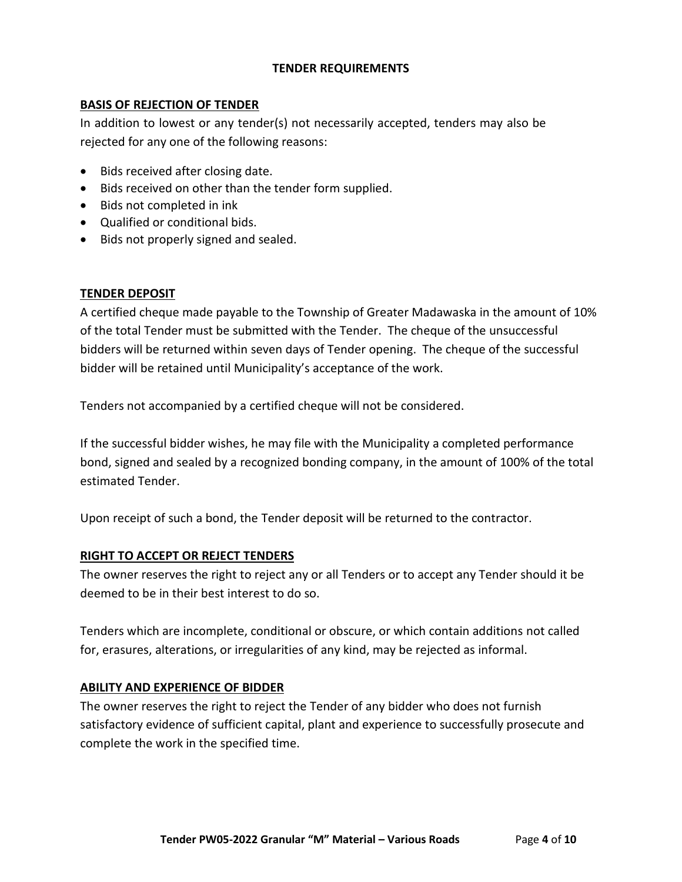## TENDER REQUIREMENTS

### BASIS OF REJECTION OF TENDER

In addition to lowest or any tender(s) not necessarily accepted, tenders may also be rejected for any one of the following reasons:

- Bids received after closing date.
- Bids received on other than the tender form supplied.
- Bids not completed in ink
- Qualified or conditional bids.
- Bids not properly signed and sealed.

### TENDER DEPOSIT

A certified cheque made payable to the Township of Greater Madawaska in the amount of 10% of the total Tender must be submitted with the Tender. The cheque of the unsuccessful bidders will be returned within seven days of Tender opening. The cheque of the successful bidder will be retained until Municipality's acceptance of the work.

Tenders not accompanied by a certified cheque will not be considered.

If the successful bidder wishes, he may file with the Municipality a completed performance bond, signed and sealed by a recognized bonding company, in the amount of 100% of the total estimated Tender.

Upon receipt of such a bond, the Tender deposit will be returned to the contractor.

### RIGHT TO ACCEPT OR REJECT TENDERS

The owner reserves the right to reject any or all Tenders or to accept any Tender should it be deemed to be in their best interest to do so.

Tenders which are incomplete, conditional or obscure, or which contain additions not called for, erasures, alterations, or irregularities of any kind, may be rejected as informal.

### ABILITY AND EXPERIENCE OF BIDDER

The owner reserves the right to reject the Tender of any bidder who does not furnish satisfactory evidence of sufficient capital, plant and experience to successfully prosecute and complete the work in the specified time.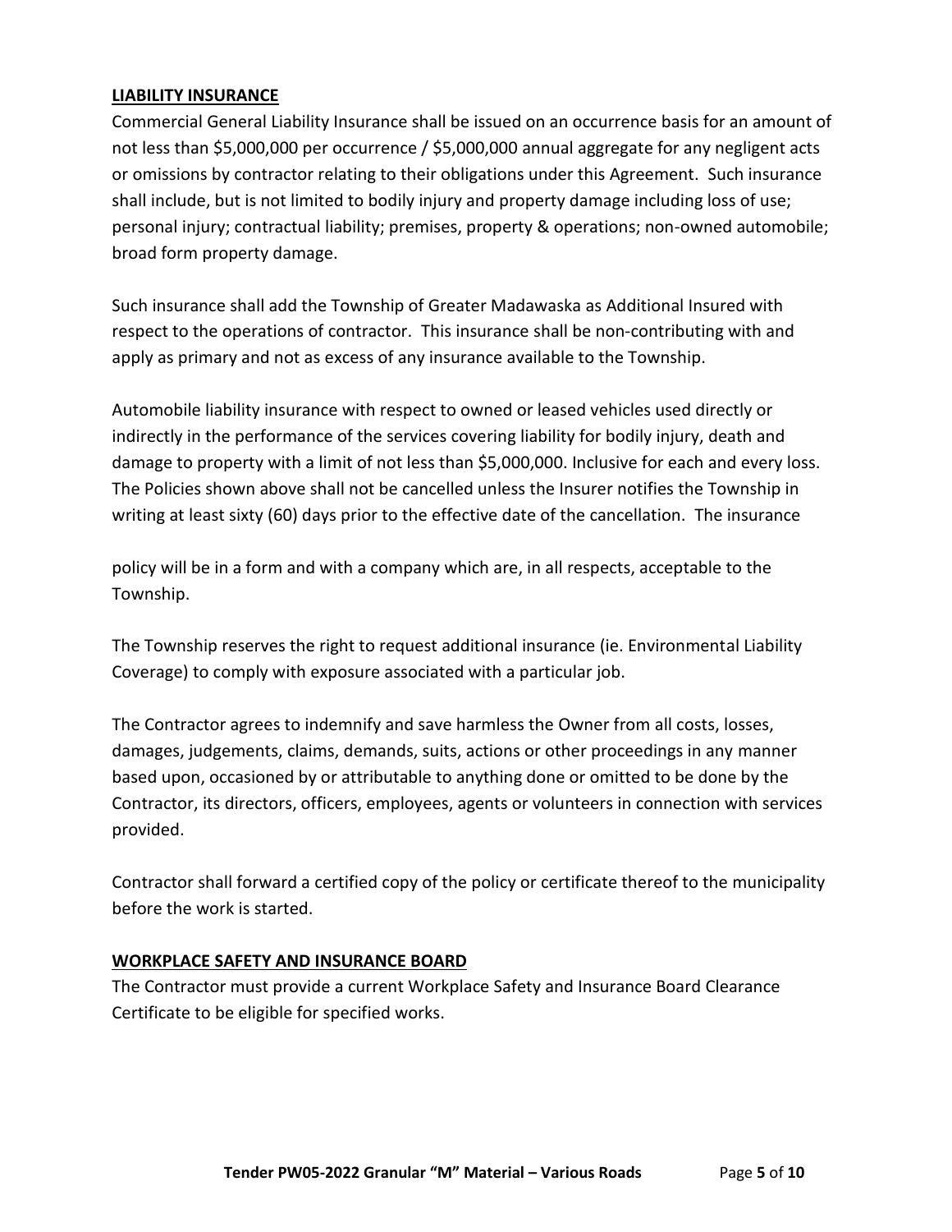**LIABILITY INSURANCE**

Commercial General Liability Insurance shall be issued on an occurrence basis for an amount of not less than $5,000,000 per occurrence / $5,000,000 annual aggregate for any negligent acts or omissions by contractor relating to their obligations under this Agreement. Such insurance shall include, but is not limited to bodily injury and property damage including loss of use; personal injury; contractual liability; premises, property & operations; non-owned automobile; broad form property damage.

Such insurance shall add the Township of Greater Madawaska as Additional Insured with respect to the operations of contractor. This insurance shall be non-contributing with and apply as primary and not as excess of any insurance available to the Township.

Automobile liability insurance with respect to owned or leased vehicles used directly or indirectly in the performance of the services covering liability for bodily injury, death and damage to property with a limit of not less than $5,000,000. Inclusive for each and every loss. The Policies shown above shall not be cancelled unless the Insurer notifies the Township in writing at least sixty (60) days prior to the effective date of the cancellation. The insurance policy will be in a form and with a company which are, in all respects, acceptable to the Township.

The Township reserves the right to request additional insurance (ie. Environmental Liability Coverage) to comply with exposure associated with a particular job.

The Contractor agrees to indemnify and save harmless the Owner from all costs, losses, damages, judgements, claims, demands, suits, actions or other proceedings in any manner based upon, occasioned by or attributable to anything done or omitted to be done by the Contractor, its directors, officers, employees, agents or volunteers in connection with services provided.

Contractor shall forward a certified copy of the policy or certificate thereof to the municipality before the work is started.

**WORKPLACE SAFETY AND INSURANCE BOARD**

The Contractor must provide a current Workplace Safety and Insurance Board Clearance Certificate to be eligible for specified works.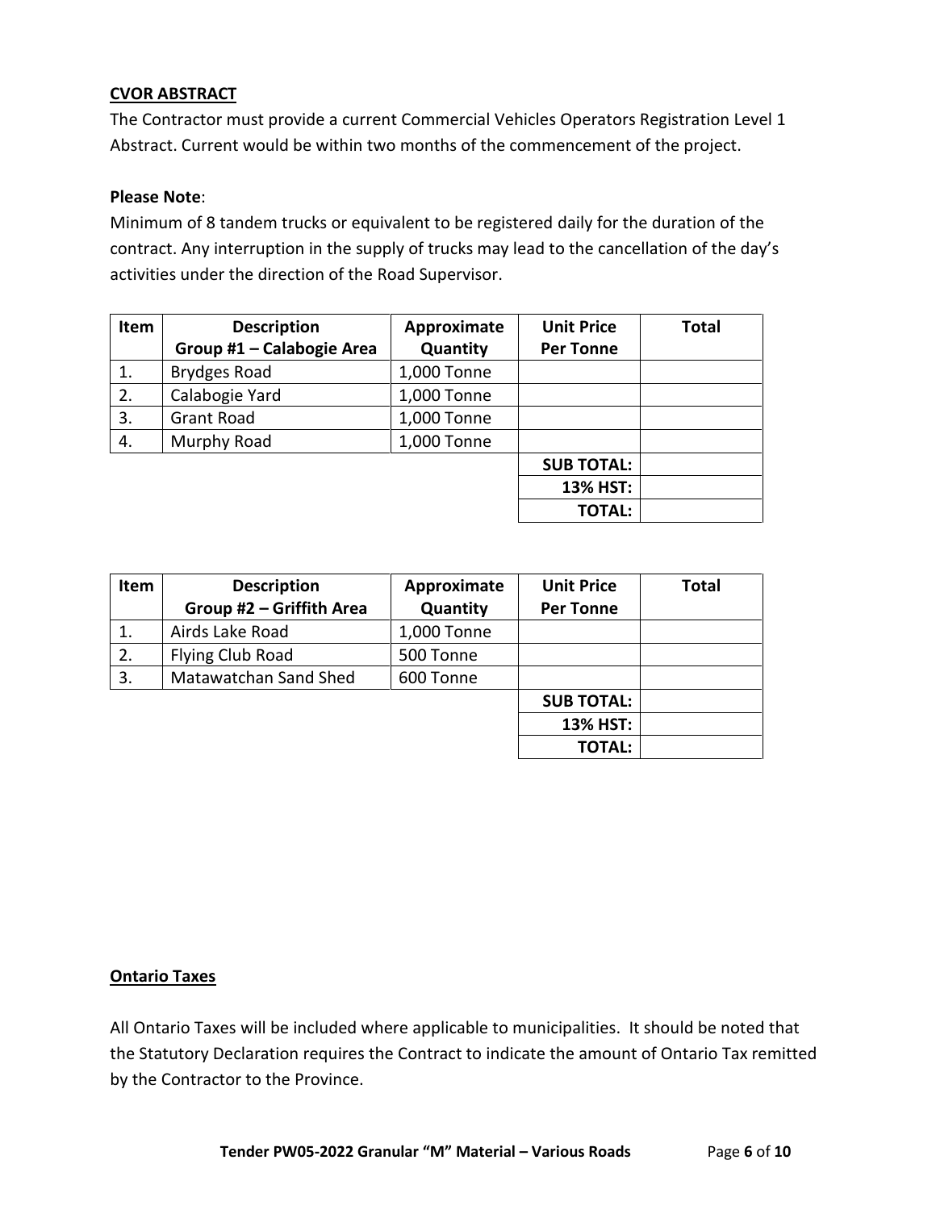## CVOR ABSTRACT

The Contractor must provide a current Commercial Vehicles Operators Registration Level 1 Abstract. Current would be within two months of the commencement of the project.

**Please Note**:

Minimum of 8 tandem trucks or equivalent to be registered daily for the duration of the contract. Any interruption in the supply of trucks may lead to the cancellation of the day's activities under the direction of the Road Supervisor.

| Item | Description<br>Group #1 – Calabogie Area | Approximate Quantity | Unit Price Per Tonne | Total |
|---|---|---|---|---|
| 1. | Brydges Road | 1,000 Tonne | | |
| 2. | Calabogie Yard | 1,000 Tonne | | |
| 3. | Grant Road | 1,000 Tonne | | |
| 4. | Murphy Road | 1,000 Tonne | | |
| | | | **SUB TOTAL:** | |
| | | | **13% HST:** | |
| | | | **TOTAL:** | |

| Item | Description<br>Group #2 – Griffith Area | Approximate Quantity | Unit Price Per Tonne | Total |
|---|---|---|---|---|
| 1. | Airds Lake Road | 1,000 Tonne | | |
| 2. | Flying Club Road | 500 Tonne | | |
| 3. | Matawatchan Sand Shed | 600 Tonne | | |
| | | | **SUB TOTAL:** | |
| | | | **13% HST:** | |
| | | | **TOTAL:** | |

## Ontario Taxes

All Ontario Taxes will be included where applicable to municipalities. It should be noted that the Statutory Declaration requires the Contract to indicate the amount of Ontario Tax remitted by the Contractor to the Province.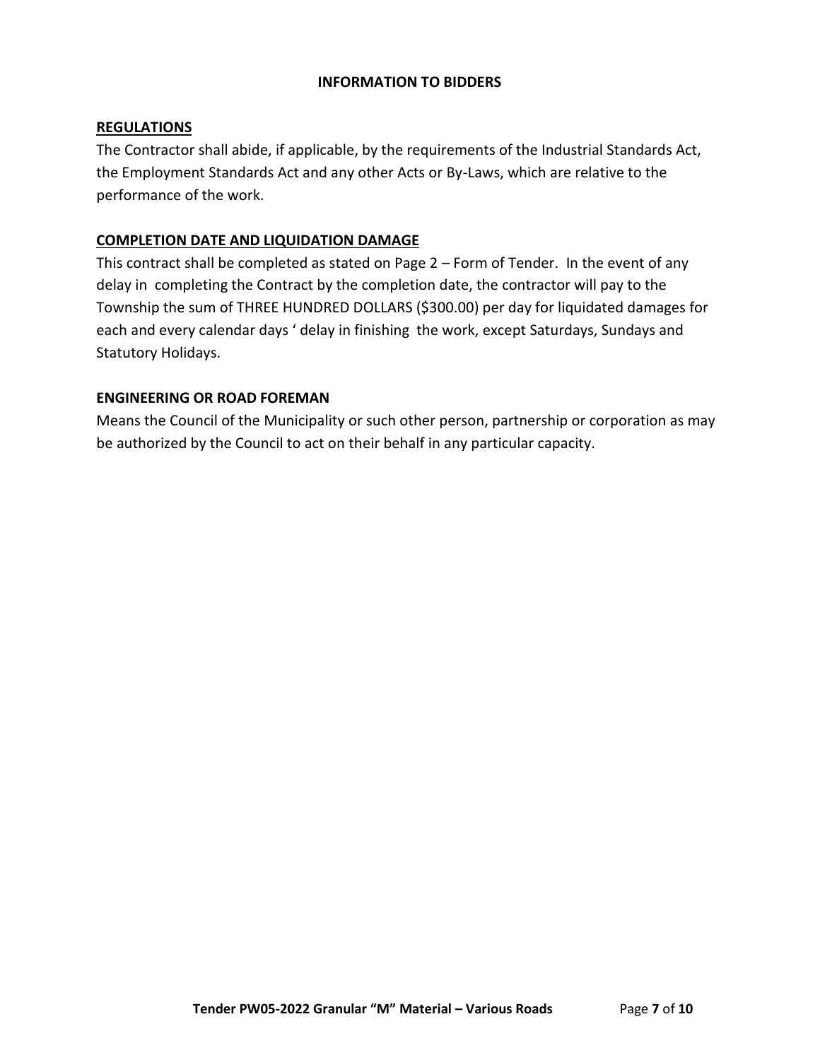## INFORMATION TO BIDDERS

**REGULATIONS**

The Contractor shall abide, if applicable, by the requirements of the Industrial Standards Act, the Employment Standards Act and any other Acts or By-Laws, which are relative to the performance of the work.

**COMPLETION DATE AND LIQUIDATION DAMAGE**

This contract shall be completed as stated on Page 2 – Form of Tender. In the event of any delay in completing the Contract by the completion date, the contractor will pay to the Township the sum of THREE HUNDRED DOLLARS ($300.00) per day for liquidated damages for each and every calendar days ' delay in finishing the work, except Saturdays, Sundays and Statutory Holidays.

**ENGINEERING OR ROAD FOREMAN**

Means the Council of the Municipality or such other person, partnership or corporation as may be authorized by the Council to act on their behalf in any particular capacity.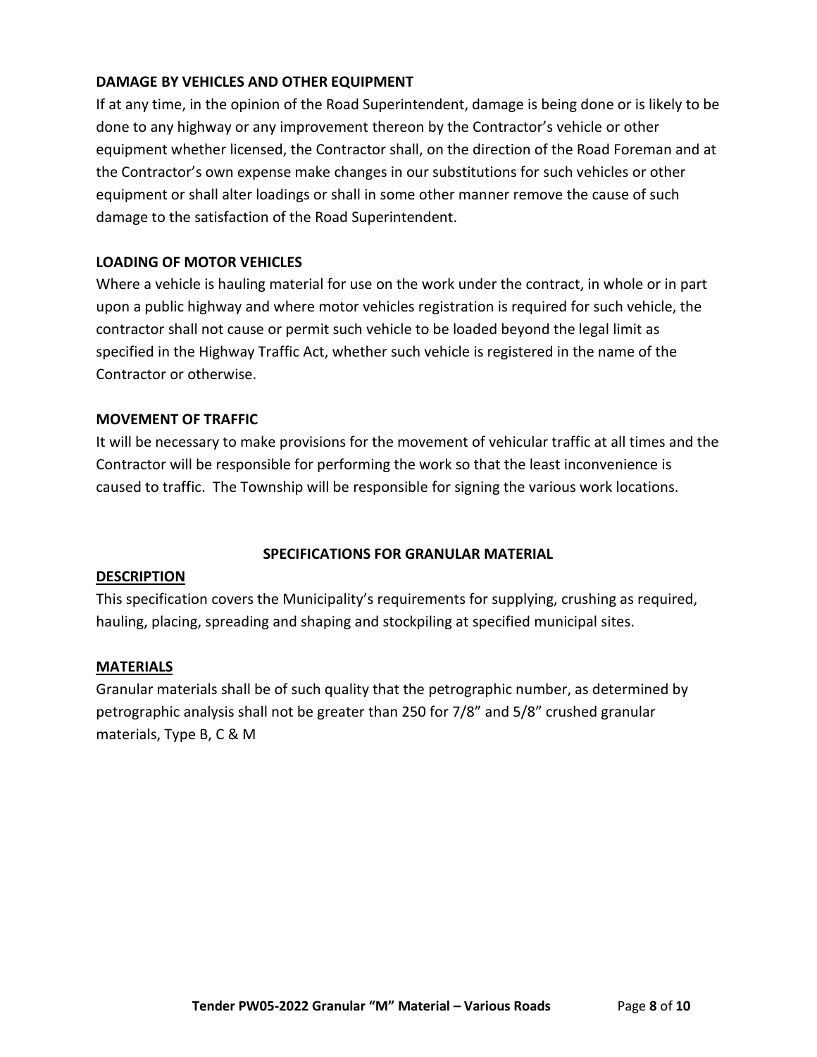**DAMAGE BY VEHICLES AND OTHER EQUIPMENT**

If at any time, in the opinion of the Road Superintendent, damage is being done or is likely to be done to any highway or any improvement thereon by the Contractor's vehicle or other equipment whether licensed, the Contractor shall, on the direction of the Road Foreman and at the Contractor's own expense make changes in our substitutions for such vehicles or other equipment or shall alter loadings or shall in some other manner remove the cause of such damage to the satisfaction of the Road Superintendent.

**LOADING OF MOTOR VEHICLES**

Where a vehicle is hauling material for use on the work under the contract, in whole or in part upon a public highway and where motor vehicles registration is required for such vehicle, the contractor shall not cause or permit such vehicle to be loaded beyond the legal limit as specified in the Highway Traffic Act, whether such vehicle is registered in the name of the Contractor or otherwise.

**MOVEMENT OF TRAFFIC**

It will be necessary to make provisions for the movement of vehicular traffic at all times and the Contractor will be responsible for performing the work so that the least inconvenience is caused to traffic. The Township will be responsible for signing the various work locations.

## SPECIFICATIONS FOR GRANULAR MATERIAL

**DESCRIPTION**

This specification covers the Municipality's requirements for supplying, crushing as required, hauling, placing, spreading and shaping and stockpiling at specified municipal sites.

**MATERIALS**

Granular materials shall be of such quality that the petrographic number, as determined by petrographic analysis shall not be greater than 250 for 7/8" and 5/8" crushed granular materials, Type B, C & M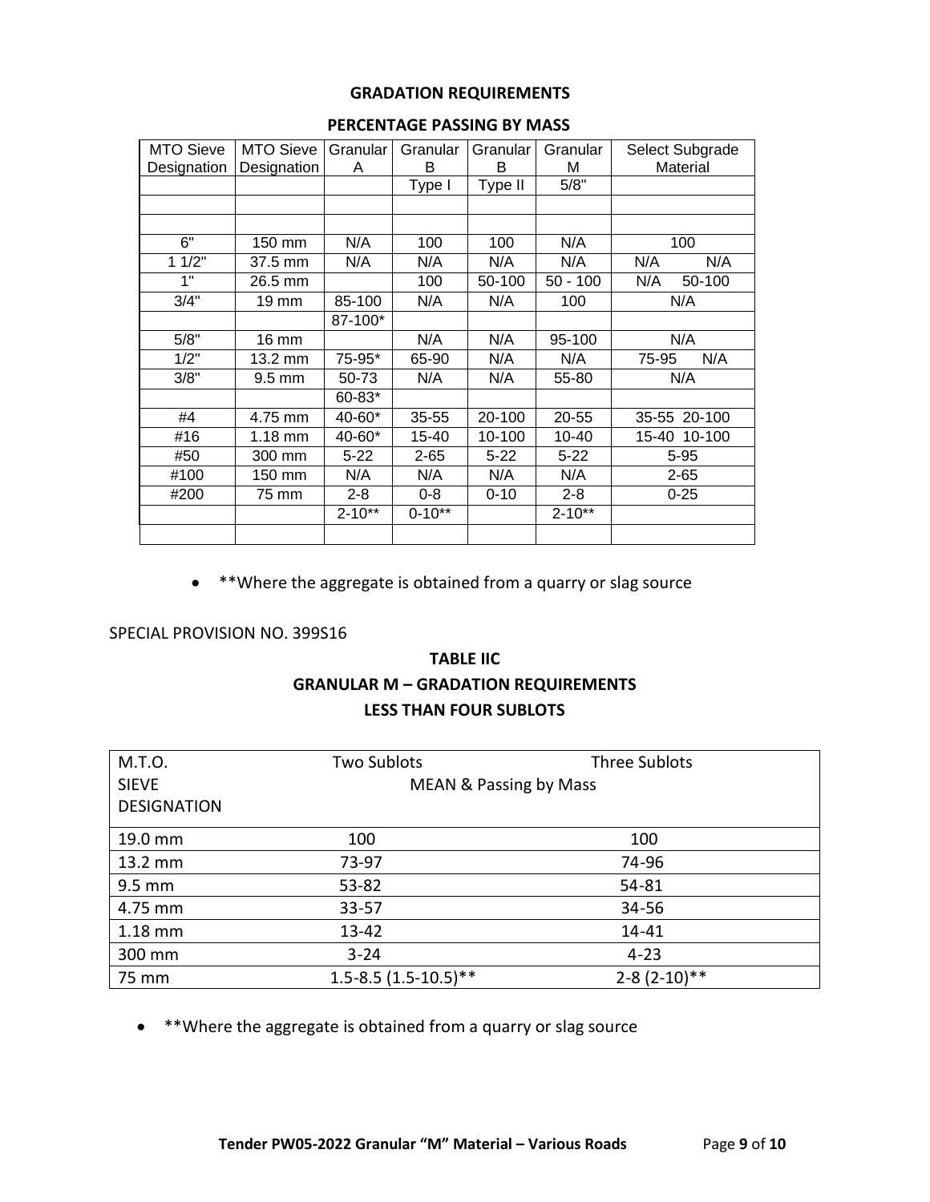**GRADATION REQUIREMENTS**

**PERCENTAGE PASSING BY MASS**

| MTO Sieve Designation | MTO Sieve Designation | Granular A | Granular B | Granular B | Granular M | Select Subgrade Material |
|---|---|---|---|---|---|---|
| | | | Type I | Type II | 5/8" | |
| | | | | | | |
| | | | | | | |
| 6" | 150 mm | N/A | 100 | 100 | N/A | 100 |
| 1 1/2" | 37.5 mm | N/A | N/A | N/A | N/A | N/A N/A |
| 1" | 26.5 mm | | 100 | 50-100 | 50 - 100 | N/A 50-100 |
| 3/4" | 19 mm | 85-100 | N/A | N/A | 100 | N/A |
| | | 87-100* | | | | |
| 5/8" | 16 mm | | N/A | N/A | 95-100 | N/A |
| 1/2" | 13.2 mm | 75-95* | 65-90 | N/A | N/A | 75-95 N/A |
| 3/8" | 9.5 mm | 50-73 | N/A | N/A | 55-80 | N/A |
| | | 60-83* | | | | |
| #4 | 4.75 mm | 40-60* | 35-55 | 20-100 | 20-55 | 35-55 20-100 |
| #16 | 1.18 mm | 40-60* | 15-40 | 10-100 | 10-40 | 15-40 10-100 |
| #50 | 300 mm | 5-22 | 2-65 | 5-22 | 5-22 | 5-95 |
| #100 | 150 mm | N/A | N/A | N/A | N/A | 2-65 |
| #200 | 75 mm | 2-8 | 0-8 | 0-10 | 2-8 | 0-25 |
| | | 2-10** | 0-10** | | 2-10** | |
| | | | | | | |

- **Where the aggregate is obtained from a quarry or slag source

SPECIAL PROVISION NO. 399S16

**TABLE IIC**

**GRANULAR M – GRADATION REQUIREMENTS**

**LESS THAN FOUR SUBLOTS**

| M.T.O. SIEVE DESIGNATION | Two Sublots | Three Sublots |
|---|---|---|
| | MEAN & Passing by Mass | |
| 19.0 mm | 100 | 100 |
| 13.2 mm | 73-97 | 74-96 |
| 9.5 mm | 53-82 | 54-81 |
| 4.75 mm | 33-57 | 34-56 |
| 1.18 mm | 13-42 | 14-41 |
| 300 mm | 3-24 | 4-23 |
| 75 mm | 1.5-8.5 (1.5-10.5)** | 2-8 (2-10)** |

- **Where the aggregate is obtained from a quarry or slag source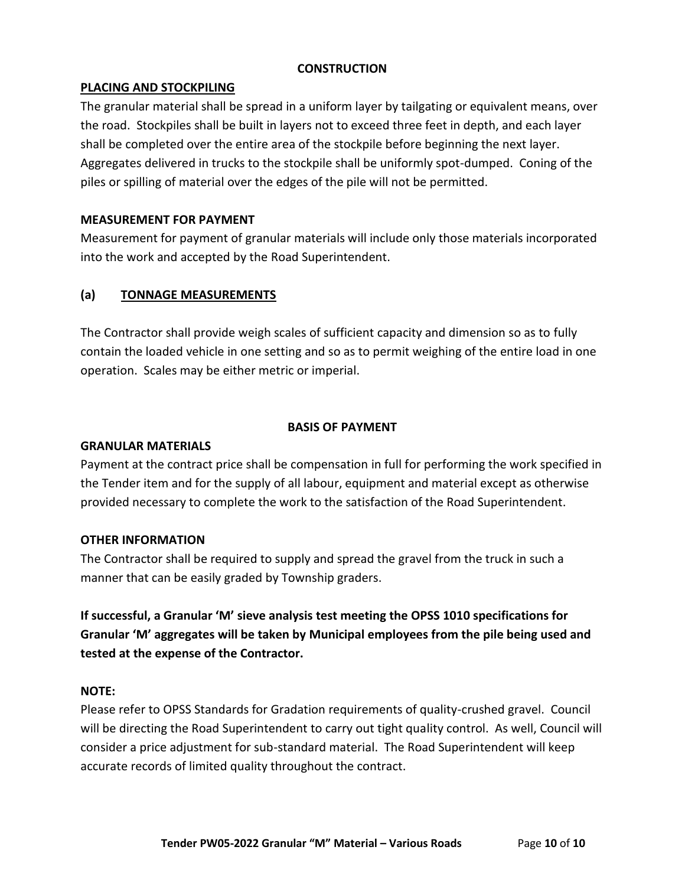## CONSTRUCTION

### PLACING AND STOCKPILING

The granular material shall be spread in a uniform layer by tailgating or equivalent means, over the road. Stockpiles shall be built in layers not to exceed three feet in depth, and each layer shall be completed over the entire area of the stockpile before beginning the next layer. Aggregates delivered in trucks to the stockpile shall be uniformly spot-dumped. Coning of the piles or spilling of material over the edges of the pile will not be permitted.

### MEASUREMENT FOR PAYMENT

Measurement for payment of granular materials will include only those materials incorporated into the work and accepted by the Road Superintendent.

### (a) TONNAGE MEASUREMENTS

The Contractor shall provide weigh scales of sufficient capacity and dimension so as to fully contain the loaded vehicle in one setting and so as to permit weighing of the entire load in one operation. Scales may be either metric or imperial.

## BASIS OF PAYMENT

### GRANULAR MATERIALS

Payment at the contract price shall be compensation in full for performing the work specified in the Tender item and for the supply of all labour, equipment and material except as otherwise provided necessary to complete the work to the satisfaction of the Road Superintendent.

### OTHER INFORMATION

The Contractor shall be required to supply and spread the gravel from the truck in such a manner that can be easily graded by Township graders.

**If successful, a Granular 'M' sieve analysis test meeting the OPSS 1010 specifications for Granular 'M' aggregates will be taken by Municipal employees from the pile being used and tested at the expense of the Contractor.**

### NOTE:

Please refer to OPSS Standards for Gradation requirements of quality-crushed gravel. Council will be directing the Road Superintendent to carry out tight quality control. As well, Council will consider a price adjustment for sub-standard material. The Road Superintendent will keep accurate records of limited quality throughout the contract.